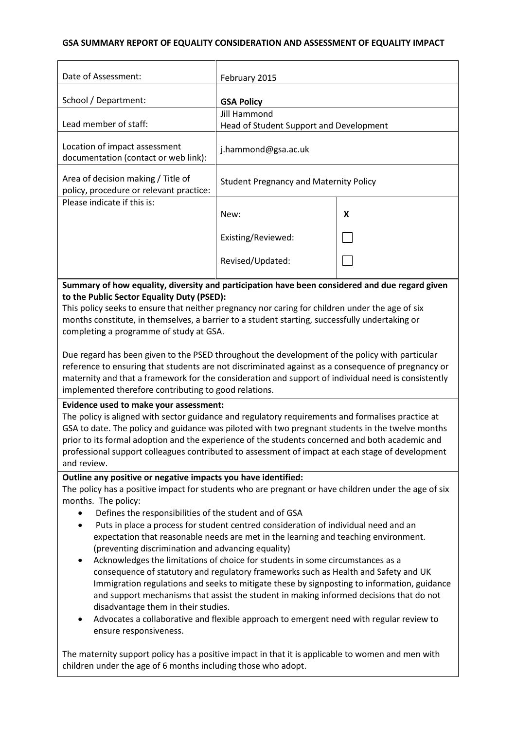**GSA SUMMARY REPORT OF EQUALITY CONSIDERATION AND ASSESSMENT OF EQUALITY IMPACT**

| | | |
|---|---|---|
| Date of Assessment: | February 2015 | |
| School / Department: | **GSA Policy** | |
| Lead member of staff: | Jill Hammond<br>Head of Student Support and Development | |
| Location of impact assessment documentation (contact or web link): | j.hammond@gsa.ac.uk | |
| Area of decision making / Title of policy, procedure or relevant practice: | Student Pregnancy and Maternity Policy | |
| Please indicate if this is: | New: | **X** |
| | Existing/Reviewed: | ☐ |
| | Revised/Updated: | ☐ |

**Summary of how equality, diversity and participation have been considered and due regard given to the Public Sector Equality Duty (PSED):**

This policy seeks to ensure that neither pregnancy nor caring for children under the age of six months constitute, in themselves, a barrier to a student starting, successfully undertaking or completing a programme of study at GSA.

Due regard has been given to the PSED throughout the development of the policy with particular reference to ensuring that students are not discriminated against as a consequence of pregnancy or maternity and that a framework for the consideration and support of individual need is consistently implemented therefore contributing to good relations.

**Evidence used to make your assessment:**

The policy is aligned with sector guidance and regulatory requirements and formalises practice at GSA to date. The policy and guidance was piloted with two pregnant students in the twelve months prior to its formal adoption and the experience of the students concerned and both academic and professional support colleagues contributed to assessment of impact at each stage of development and review.

**Outline any positive or negative impacts you have identified:**

The policy has a positive impact for students who are pregnant or have children under the age of six months. The policy:

- Defines the responsibilities of the student and of GSA
- Puts in place a process for student centred consideration of individual need and an expectation that reasonable needs are met in the learning and teaching environment. (preventing discrimination and advancing equality)
- Acknowledges the limitations of choice for students in some circumstances as a consequence of statutory and regulatory frameworks such as Health and Safety and UK Immigration regulations and seeks to mitigate these by signposting to information, guidance and support mechanisms that assist the student in making informed decisions that do not disadvantage them in their studies.
- Advocates a collaborative and flexible approach to emergent need with regular review to ensure responsiveness.

The maternity support policy has a positive impact in that it is applicable to women and men with children under the age of 6 months including those who adopt.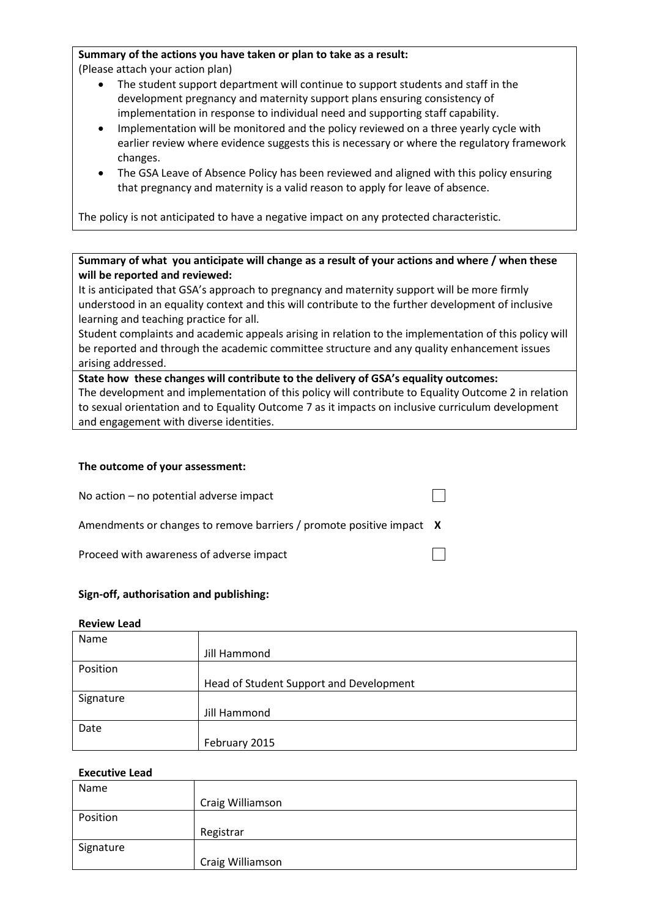**Summary of the actions you have taken or plan to take as a result:**
(Please attach your action plan)

- The student support department will continue to support students and staff in the development pregnancy and maternity support plans ensuring consistency of implementation in response to individual need and supporting staff capability.
- Implementation will be monitored and the policy reviewed on a three yearly cycle with earlier review where evidence suggests this is necessary or where the regulatory framework changes.
- The GSA Leave of Absence Policy has been reviewed and aligned with this policy ensuring that pregnancy and maternity is a valid reason to apply for leave of absence.

The policy is not anticipated to have a negative impact on any protected characteristic.

**Summary of what you anticipate will change as a result of your actions and where / when these will be reported and reviewed:**
It is anticipated that GSA's approach to pregnancy and maternity support will be more firmly understood in an equality context and this will contribute to the further development of inclusive learning and teaching practice for all.
Student complaints and academic appeals arising in relation to the implementation of this policy will be reported and through the academic committee structure and any quality enhancement issues arising addressed.

**State how these changes will contribute to the delivery of GSA's equality outcomes:**
The development and implementation of this policy will contribute to Equality Outcome 2 in relation to sexual orientation and to Equality Outcome 7 as it impacts on inclusive curriculum development and engagement with diverse identities.

**The outcome of your assessment:**

No action – no potential adverse impact ☐

Amendments or changes to remove barriers / promote positive impact **X**

Proceed with awareness of adverse impact ☐

**Sign-off, authorisation and publishing:**

**Review Lead**

| | |
|---|---|
| Name | Jill Hammond |
| Position | Head of Student Support and Development |
| Signature | Jill Hammond |
| Date | February 2015 |

**Executive Lead**

| | |
|---|---|
| Name | Craig Williamson |
| Position | Registrar |
| Signature | Craig Williamson |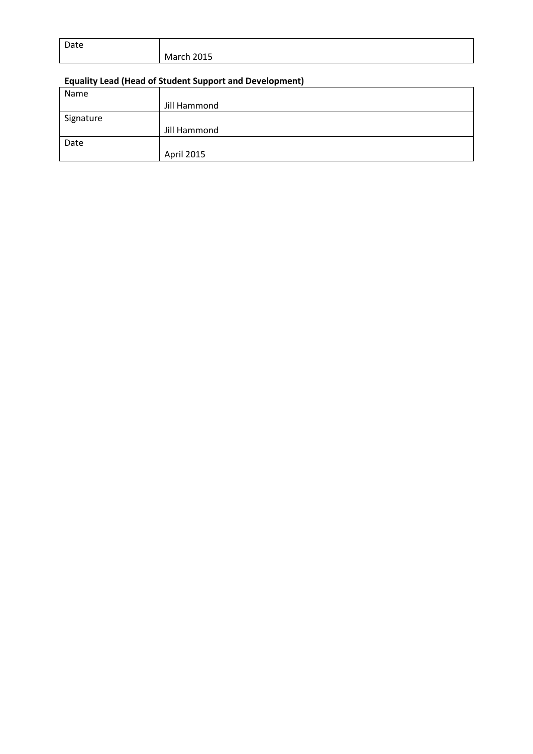| | |
|---|---|
| Date | March 2015 |

**Equality Lead (Head of Student Support and Development)**

| | |
|---|---|
| Name | Jill Hammond |
| Signature | Jill Hammond |
| Date | April 2015 |